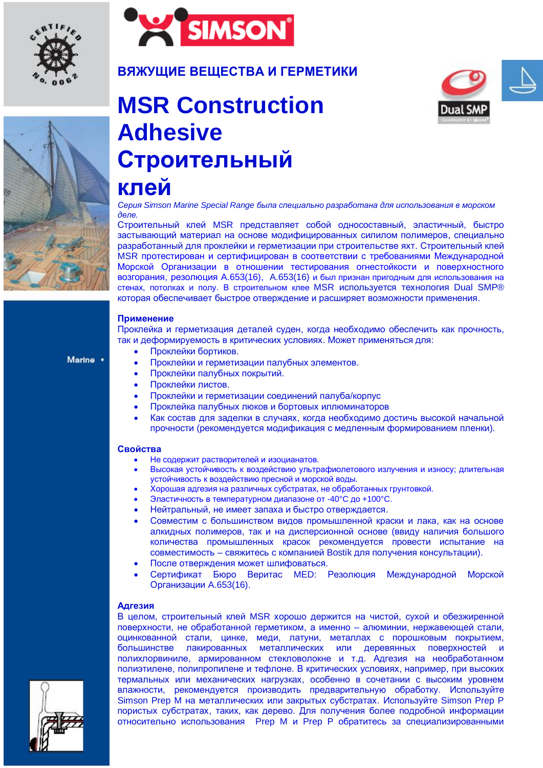**ВЯЖУЩИЕ ВЕЩЕСТВА И ГЕРМЕТИКИ**

# MSR Construction Adhesive Строительный клей

*Серия Simson Marine Special Range была специально разработана для использования в морском деле.*

Строительный клей MSR представляет собой односоставный, эластичный, быстро застывающий материал на основе модифицированных силилом полимеров, специально разработанный для проклейки и герметизации при строительстве яхт. Строительный клей MSR протестирован и сертифицирован в соответствии с требованиями Международной Морской Организации в отношении тестирования огнестойкости и поверхностного возгорания, резолюция A.653(16), A.653(16) и был признан пригодным для использования на стенах, потолках и полу. В строительном клее MSR используется технология Dual SMP® которая обеспечивает быстрое отверждение и расширяет возможности применения.

## Применение

Проклейка и герметизация деталей суден, когда необходимо обеспечить как прочность, так и деформируемость в критических условиях. Может применяться для:

- Проклейки бортиков.
- Проклейки и герметизации палубных элементов.
- Проклейки палубных покрытий.
- Проклейки листов.
- Проклейки и герметизации соединений палуба/корпус
- Проклейка палубных люков и бортовых иллюминаторов
- Как состав для заделки в случаях, когда необходимо достичь высокой начальной прочности (рекомендуется модификация с медленным формированием пленки).

## Свойства

- Не содержит растворителей и изоцианатов.
- Высокая устойчивость к воздействию ультрафиолетового излучения и износу; длительная устойчивость к воздействию пресной и морской воды.
- Хорошая адгезия на различных субстратах, не обработанных грунтовкой.
- Эластичность в температурном диапазоне от -40°C до +100°C.
- Нейтральный, не имеет запаха и быстро отверждается.
- Совместим с большинством видов промышленной краски и лака, как на основе алкидных полимеров, так и на дисперсионной основе (ввиду наличия большого количества промышленных красок рекомендуется провести испытание на совместимость – свяжитесь с компанией Bostik для получения консультации).
- После отверждения может шлифоваться.
- Сертификат Бюро Веритас MED: Резолюция Международной Морской Организации A.653(16).

## Адгезия

В целом, строительный клей MSR хорошо держится на чистой, сухой и обезжиренной поверхности, не обработанной герметиком, а именно – алюминии, нержавеющей стали, оцинкованной стали, цинке, меди, латуни, металлах с порошковым покрытием, большинстве лакированных металлических или деревянных поверхностей и полихлорвиниле, армированном стекловолокне и т.д. Адгезия на необработанном полиэтилене, полипропилене и тефлоне. В критических условиях, например, при высоких термальных или механических нагрузках, особенно в сочетании с высоким уровнем влажности, рекомендуется производить предварительную обработку. Используйте Simson Prep M на металлических или закрытых субстратах. Используйте Simson Prep P пористых субстратах, таких, как дерево. Для получения более подробной информации относительно использования Prep M и Prep P обратитесь за специализированными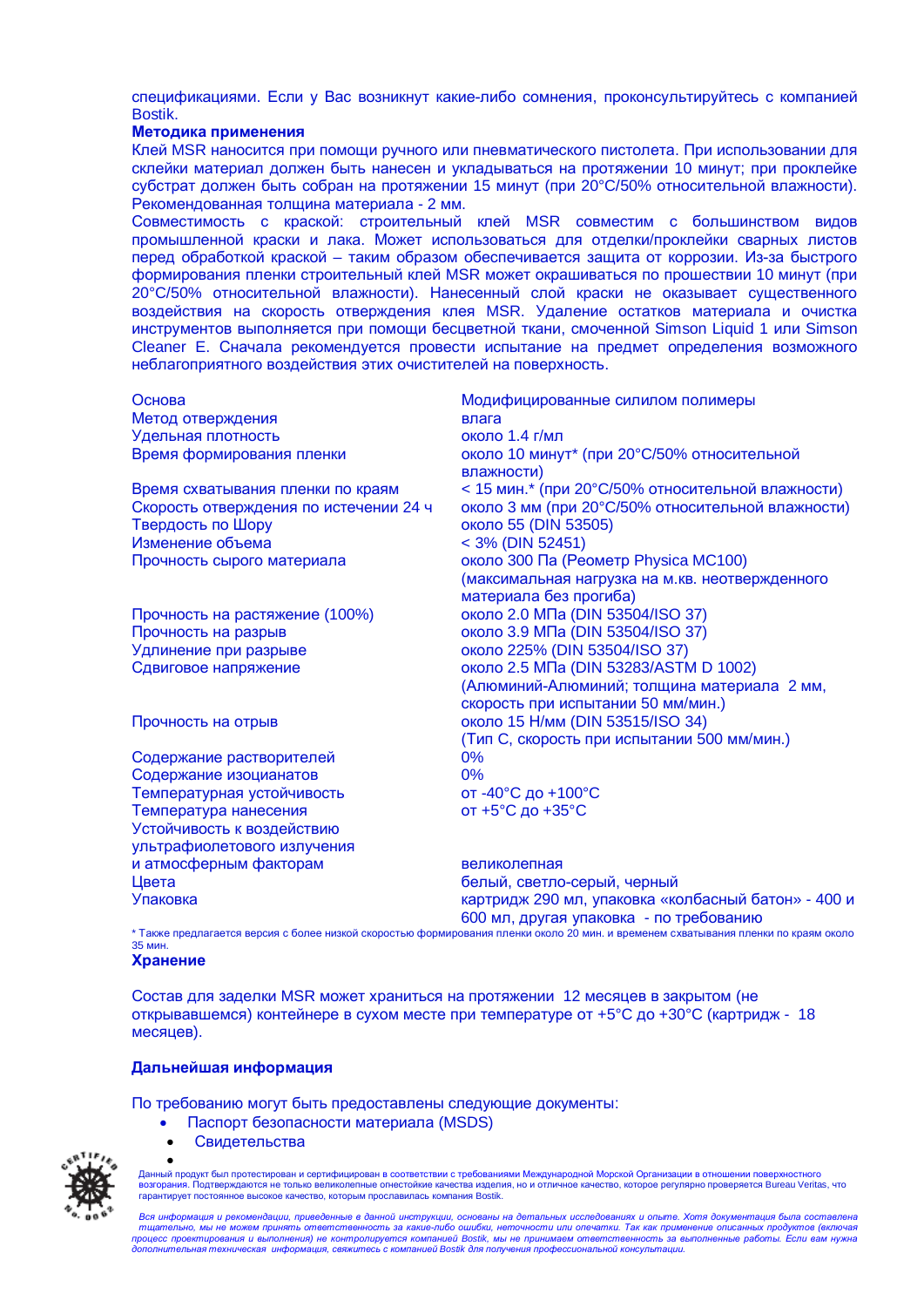спецификациями. Если у Вас возникнут какие-либо сомнения, проконсультируйтесь с компанией Bostik.

**Методика применения**

Клей MSR наносится при помощи ручного или пневматического пистолета. При использовании для склейки материал должен быть нанесен и укладываться на протяжении 10 минут; при проклейке субстрат должен быть собран на протяжении 15 минут (при 20°C/50% относительной влажности). Рекомендованная толщина материала - 2 мм.

Совместимость с краской: строительный клей MSR совместим с большинством видов промышленной краски и лака. Может использоваться для отделки/проклейки сварных листов перед обработкой краской – таким образом обеспечивается защита от коррозии. Из-за быстрого формирования пленки строительный клей MSR может окрашиваться по прошествии 10 минут (при 20°C/50% относительной влажности). Нанесенный слой краски не оказывает существенного воздействия на скорость отверждения клея MSR. Удаление остатков материала и очистка инструментов выполняется при помощи бесцветной ткани, смоченной Simson Liquid 1 или Simson Cleaner E. Сначала рекомендуется провести испытание на предмет определения возможного неблагоприятного воздействия этих очистителей на поверхность.

| | |
|---|---|
| Основа | Модифицированные силилом полимеры |
| Метод отверждения | влага |
| Удельная плотность | около 1.4 г/мл |
| Время формирования пленки | около 10 минут* (при 20°C/50% относительной влажности) |
| Время схватывания пленки по краям | < 15 мин.* (при 20°C/50% относительной влажности) |
| Скорость отверждения по истечении 24 ч | около 3 мм (при 20°C/50% относительной влажности) |
| Твердость по Шору | около 55 (DIN 53505) |
| Изменение объема | < 3% (DIN 52451) |
| Прочность сырого материала | около 300 Па (Реометр Physica MC100) (максимальная нагрузка на м.кв. неотвержденного материала без прогиба) |
| Прочность на растяжение (100%) | около 2.0 МПа (DIN 53504/ISO 37) |
| Прочность на разрыв | около 3.9 МПа (DIN 53504/ISO 37) |
| Удлинение при разрыве | около 225% (DIN 53504/ISO 37) |
| Сдвиговое напряжение | около 2.5 МПа (DIN 53283/ASTM D 1002) (Алюминий-Алюминий; толщина материала 2 мм, скорость при испытании 50 мм/мин.) |
| Прочность на отрыв | около 15 Н/мм (DIN 53515/ISO 34) (Тип С, скорость при испытании 500 мм/мин.) |
| Содержание растворителей | 0% |
| Содержание изоцианатов | 0% |
| Температурная устойчивость | от -40°C до +100°C |
| Температура нанесения | от +5°C до +35°C |
| Устойчивость к воздействию ультрафиолетового излучения и атмосферным факторам | великолепная |
| Цвета | белый, светло-серый, черный |
| Упаковка | картридж 290 мл, упаковка «колбасный батон» - 400 и 600 мл, другая упаковка - по требованию |

* Также предлагается версия с более низкой скоростью формирования пленки около 20 мин. и временем схватывания пленки по краям около 35 мин.

**Хранение**

Состав для заделки MSR может храниться на протяжении 12 месяцев в закрытом (не открывавшемся) контейнере в сухом месте при температуре от +5°C до +30°C (картридж - 18 месяцев).

**Дальнейшая информация**

По требованию могут быть предоставлены следующие документы:

- Паспорт безопасности материала (MSDS)
- Свидетельства
- Данный продукт был протестирован и сертифицирован в соответствии с требованиями Международной Морской Организации в отношении поверхностного возгорания. Подтверждаются не только великолепные огнестойкие качества изделия, но и отличное качество, которое регулярно проверяется Bureau Veritas, что гарантирует постоянное высокое качество, которым прославилась компания Bostik.

*Вся информация и рекомендации, приведенные в данной инструкции, основаны на детальных исследованиях и опыте. Хотя документация была составлена тщательно, мы не можем принять ответственность за какие-либо ошибки, неточности или опечатки. Так как применение описанных продуктов (включая процесс проектирования и выполнения) не контролируется компанией Bostik, мы не принимаем ответственность за выполненные работы. Если вам нужна дополнительная техническая информация, свяжитесь с компанией Bostik для получения профессиональной консультации.*